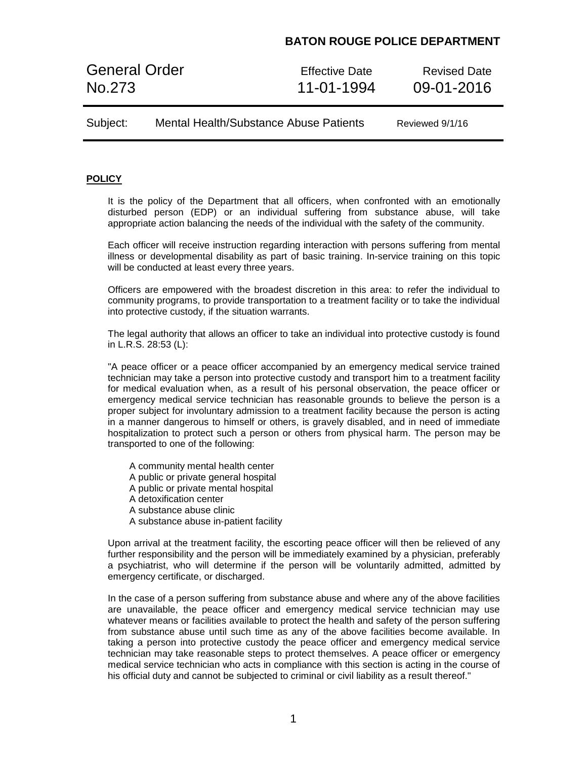**BATON ROUGE POLICE DEPARTMENT**

| General Order No.273 | Effective Date 11-01-1994 | Revised Date 09-01-2016 |
| --- | --- | --- |
| Subject: Mental Health/Substance Abuse Patients | | Reviewed 9/1/16 |

## POLICY

It is the policy of the Department that all officers, when confronted with an emotionally disturbed person (EDP) or an individual suffering from substance abuse, will take appropriate action balancing the needs of the individual with the safety of the community.

Each officer will receive instruction regarding interaction with persons suffering from mental illness or developmental disability as part of basic training. In-service training on this topic will be conducted at least every three years.

Officers are empowered with the broadest discretion in this area: to refer the individual to community programs, to provide transportation to a treatment facility or to take the individual into protective custody, if the situation warrants.

The legal authority that allows an officer to take an individual into protective custody is found in L.R.S. 28:53 (L):

"A peace officer or a peace officer accompanied by an emergency medical service trained technician may take a person into protective custody and transport him to a treatment facility for medical evaluation when, as a result of his personal observation, the peace officer or emergency medical service technician has reasonable grounds to believe the person is a proper subject for involuntary admission to a treatment facility because the person is acting in a manner dangerous to himself or others, is gravely disabled, and in need of immediate hospitalization to protect such a person or others from physical harm. The person may be transported to one of the following:

A community mental health center
A public or private general hospital
A public or private mental hospital
A detoxification center
A substance abuse clinic
A substance abuse in-patient facility

Upon arrival at the treatment facility, the escorting peace officer will then be relieved of any further responsibility and the person will be immediately examined by a physician, preferably a psychiatrist, who will determine if the person will be voluntarily admitted, admitted by emergency certificate, or discharged.

In the case of a person suffering from substance abuse and where any of the above facilities are unavailable, the peace officer and emergency medical service technician may use whatever means or facilities available to protect the health and safety of the person suffering from substance abuse until such time as any of the above facilities become available. In taking a person into protective custody the peace officer and emergency medical service technician may take reasonable steps to protect themselves. A peace officer or emergency medical service technician who acts in compliance with this section is acting in the course of his official duty and cannot be subjected to criminal or civil liability as a result thereof."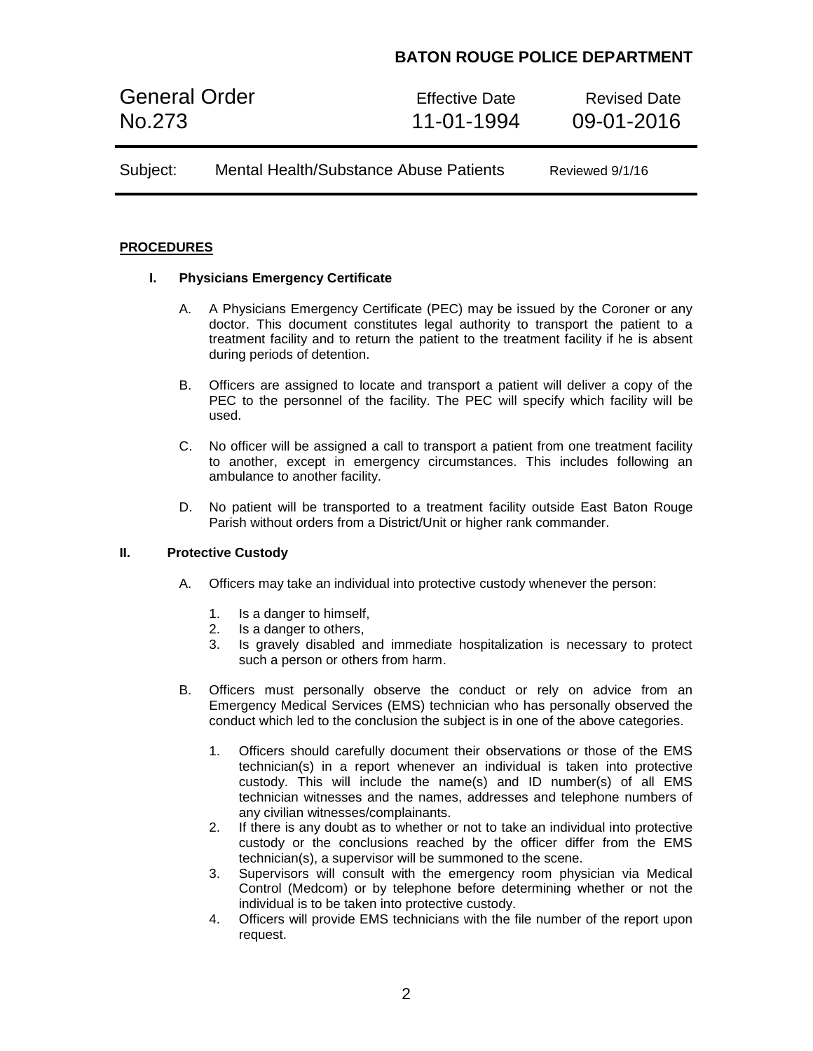## PROCEDURES

### I. Physicians Emergency Certificate

A. A Physicians Emergency Certificate (PEC) may be issued by the Coroner or any doctor. This document constitutes legal authority to transport the patient to a treatment facility and to return the patient to the treatment facility if he is absent during periods of detention.

B. Officers are assigned to locate and transport a patient will deliver a copy of the PEC to the personnel of the facility. The PEC will specify which facility will be used.

C. No officer will be assigned a call to transport a patient from one treatment facility to another, except in emergency circumstances. This includes following an ambulance to another facility.

D. No patient will be transported to a treatment facility outside East Baton Rouge Parish without orders from a District/Unit or higher rank commander.

### II. Protective Custody

A. Officers may take an individual into protective custody whenever the person:

1. Is a danger to himself,
2. Is a danger to others,
3. Is gravely disabled and immediate hospitalization is necessary to protect such a person or others from harm.

B. Officers must personally observe the conduct or rely on advice from an Emergency Medical Services (EMS) technician who has personally observed the conduct which led to the conclusion the subject is in one of the above categories.

1. Officers should carefully document their observations or those of the EMS technician(s) in a report whenever an individual is taken into protective custody. This will include the name(s) and ID number(s) of all EMS technician witnesses and the names, addresses and telephone numbers of any civilian witnesses/complainants.
2. If there is any doubt as to whether or not to take an individual into protective custody or the conclusions reached by the officer differ from the EMS technician(s), a supervisor will be summoned to the scene.
3. Supervisors will consult with the emergency room physician via Medical Control (Medcom) or by telephone before determining whether or not the individual is to be taken into protective custody.
4. Officers will provide EMS technicians with the file number of the report upon request.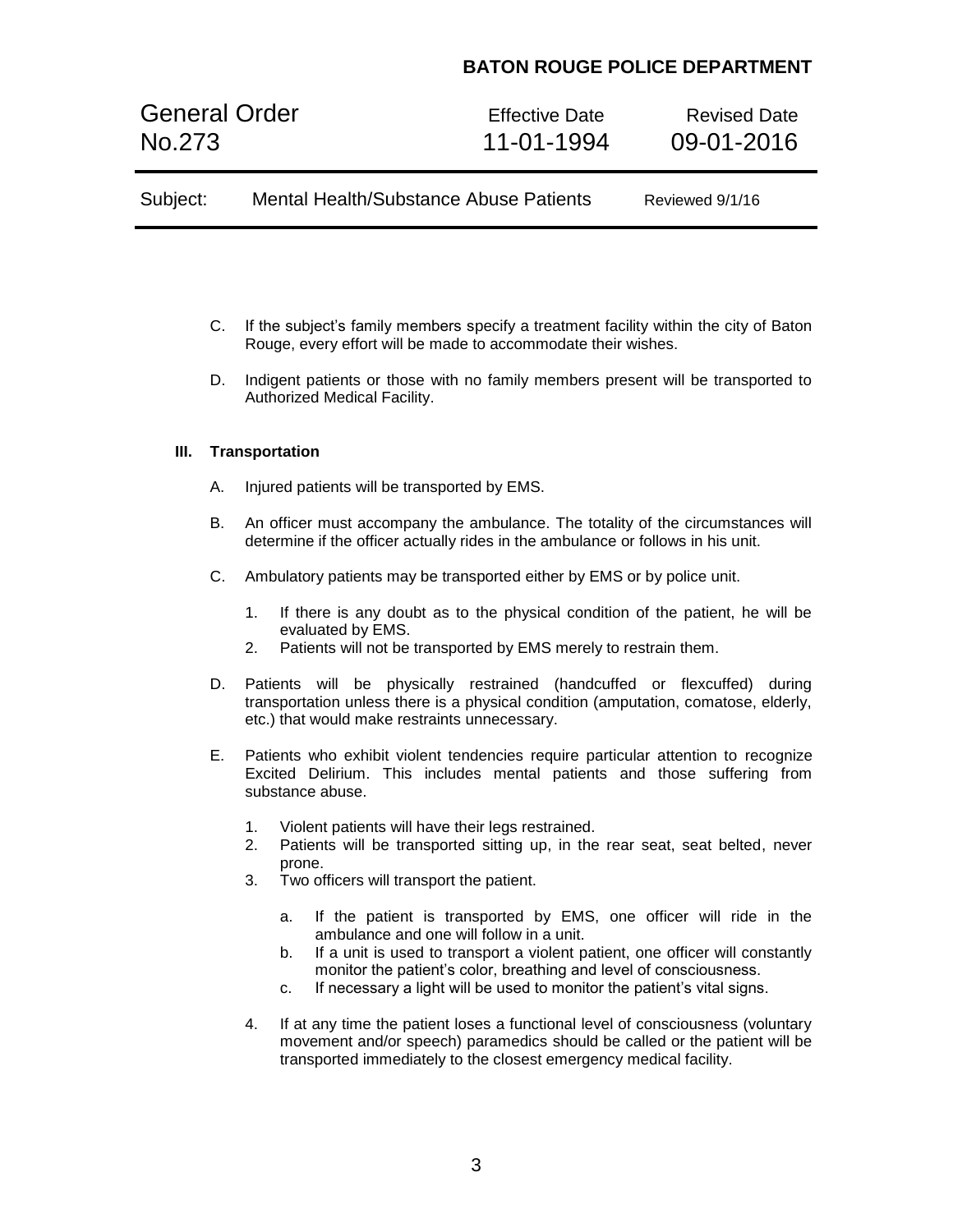C. If the subject's family members specify a treatment facility within the city of Baton Rouge, every effort will be made to accommodate their wishes.

D. Indigent patients or those with no family members present will be transported to Authorized Medical Facility.

**III. Transportation**

A. Injured patients will be transported by EMS.

B. An officer must accompany the ambulance. The totality of the circumstances will determine if the officer actually rides in the ambulance or follows in his unit.

C. Ambulatory patients may be transported either by EMS or by police unit.

1. If there is any doubt as to the physical condition of the patient, he will be evaluated by EMS.
2. Patients will not be transported by EMS merely to restrain them.

D. Patients will be physically restrained (handcuffed or flexcuffed) during transportation unless there is a physical condition (amputation, comatose, elderly, etc.) that would make restraints unnecessary.

E. Patients who exhibit violent tendencies require particular attention to recognize Excited Delirium. This includes mental patients and those suffering from substance abuse.

1. Violent patients will have their legs restrained.
2. Patients will be transported sitting up, in the rear seat, seat belted, never prone.
3. Two officers will transport the patient.

   a. If the patient is transported by EMS, one officer will ride in the ambulance and one will follow in a unit.
   b. If a unit is used to transport a violent patient, one officer will constantly monitor the patient's color, breathing and level of consciousness.
   c. If necessary a light will be used to monitor the patient's vital signs.

4. If at any time the patient loses a functional level of consciousness (voluntary movement and/or speech) paramedics should be called or the patient will be transported immediately to the closest emergency medical facility.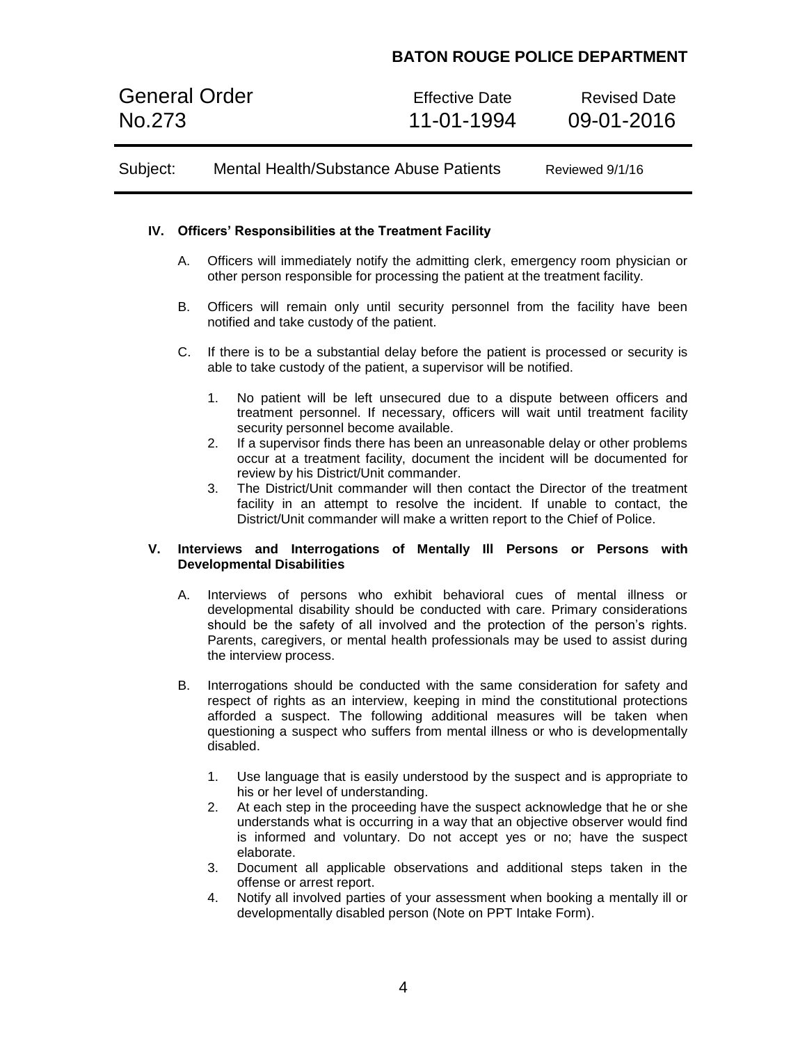## IV. Officers' Responsibilities at the Treatment Facility

A. Officers will immediately notify the admitting clerk, emergency room physician or other person responsible for processing the patient at the treatment facility.

B. Officers will remain only until security personnel from the facility have been notified and take custody of the patient.

C. If there is to be a substantial delay before the patient is processed or security is able to take custody of the patient, a supervisor will be notified.

1. No patient will be left unsecured due to a dispute between officers and treatment personnel. If necessary, officers will wait until treatment facility security personnel become available.
2. If a supervisor finds there has been an unreasonable delay or other problems occur at a treatment facility, document the incident will be documented for review by his District/Unit commander.
3. The District/Unit commander will then contact the Director of the treatment facility in an attempt to resolve the incident. If unable to contact, the District/Unit commander will make a written report to the Chief of Police.

## V. Interviews and Interrogations of Mentally Ill Persons or Persons with Developmental Disabilities

A. Interviews of persons who exhibit behavioral cues of mental illness or developmental disability should be conducted with care. Primary considerations should be the safety of all involved and the protection of the person's rights. Parents, caregivers, or mental health professionals may be used to assist during the interview process.

B. Interrogations should be conducted with the same consideration for safety and respect of rights as an interview, keeping in mind the constitutional protections afforded a suspect. The following additional measures will be taken when questioning a suspect who suffers from mental illness or who is developmentally disabled.

1. Use language that is easily understood by the suspect and is appropriate to his or her level of understanding.
2. At each step in the proceeding have the suspect acknowledge that he or she understands what is occurring in a way that an objective observer would find is informed and voluntary. Do not accept yes or no; have the suspect elaborate.
3. Document all applicable observations and additional steps taken in the offense or arrest report.
4. Notify all involved parties of your assessment when booking a mentally ill or developmentally disabled person (Note on PPT Intake Form).